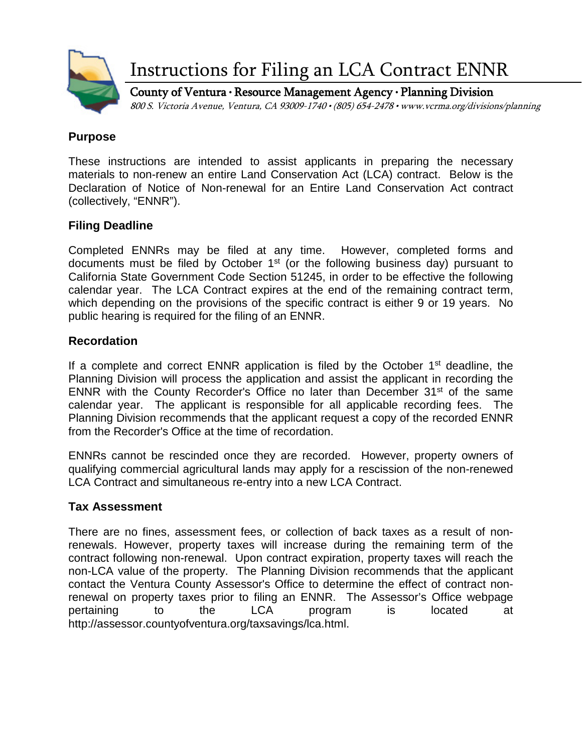# Instructions for Filing an LCA Contract ENNR

**County of Ventura · Resource Management Agency · Planning Division**

*800 S. Victoria Avenue, Ventura, CA 93009-1740 • (805) 654-2478 • www.vcrma.org/divisions/planning*

## Purpose

These instructions are intended to assist applicants in preparing the necessary materials to non-renew an entire Land Conservation Act (LCA) contract. Below is the Declaration of Notice of Non-renewal for an Entire Land Conservation Act contract (collectively, "ENNR").

## Filing Deadline

Completed ENNRs may be filed at any time. However, completed forms and documents must be filed by October 1st (or the following business day) pursuant to California State Government Code Section 51245, in order to be effective the following calendar year. The LCA Contract expires at the end of the remaining contract term, which depending on the provisions of the specific contract is either 9 or 19 years. No public hearing is required for the filing of an ENNR.

## Recordation

If a complete and correct ENNR application is filed by the October 1st deadline, the Planning Division will process the application and assist the applicant in recording the ENNR with the County Recorder's Office no later than December 31st of the same calendar year. The applicant is responsible for all applicable recording fees. The Planning Division recommends that the applicant request a copy of the recorded ENNR from the Recorder's Office at the time of recordation.

ENNRs cannot be rescinded once they are recorded. However, property owners of qualifying commercial agricultural lands may apply for a rescission of the non-renewed LCA Contract and simultaneous re-entry into a new LCA Contract.

## Tax Assessment

There are no fines, assessment fees, or collection of back taxes as a result of non-renewals. However, property taxes will increase during the remaining term of the contract following non-renewal. Upon contract expiration, property taxes will reach the non-LCA value of the property. The Planning Division recommends that the applicant contact the Ventura County Assessor's Office to determine the effect of contract non-renewal on property taxes prior to filing an ENNR. The Assessor's Office webpage pertaining to the LCA program is located at http://assessor.countyofventura.org/taxsavings/lca.html.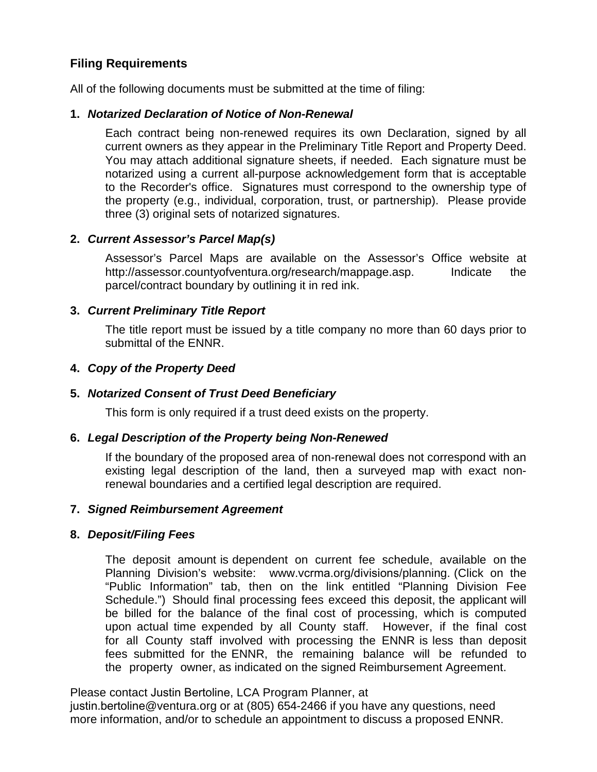## Filing Requirements

All of the following documents must be submitted at the time of filing:

1. ***Notarized Declaration of Notice of Non-Renewal***

   Each contract being non-renewed requires its own Declaration, signed by all current owners as they appear in the Preliminary Title Report and Property Deed. You may attach additional signature sheets, if needed. Each signature must be notarized using a current all-purpose acknowledgement form that is acceptable to the Recorder's office. Signatures must correspond to the ownership type of the property (e.g., individual, corporation, trust, or partnership). Please provide three (3) original sets of notarized signatures.

2. ***Current Assessor's Parcel Map(s)***

   Assessor's Parcel Maps are available on the Assessor's Office website at http://assessor.countyofventura.org/research/mappage.asp. Indicate the parcel/contract boundary by outlining it in red ink.

3. ***Current Preliminary Title Report***

   The title report must be issued by a title company no more than 60 days prior to submittal of the ENNR.

4. ***Copy of the Property Deed***

5. ***Notarized Consent of Trust Deed Beneficiary***

   This form is only required if a trust deed exists on the property.

6. ***Legal Description of the Property being Non-Renewed***

   If the boundary of the proposed area of non-renewal does not correspond with an existing legal description of the land, then a surveyed map with exact non-renewal boundaries and a certified legal description are required.

7. ***Signed Reimbursement Agreement***

8. ***Deposit/Filing Fees***

   The deposit amount is dependent on current fee schedule, available on the Planning Division's website: www.vcrma.org/divisions/planning. (Click on the "Public Information" tab, then on the link entitled "Planning Division Fee Schedule.") Should final processing fees exceed this deposit, the applicant will be billed for the balance of the final cost of processing, which is computed upon actual time expended by all County staff. However, if the final cost for all County staff involved with processing the ENNR is less than deposit fees submitted for the ENNR, the remaining balance will be refunded to the property owner, as indicated on the signed Reimbursement Agreement.

Please contact Justin Bertoline, LCA Program Planner, at justin.bertoline@ventura.org or at (805) 654-2466 if you have any questions, need more information, and/or to schedule an appointment to discuss a proposed ENNR.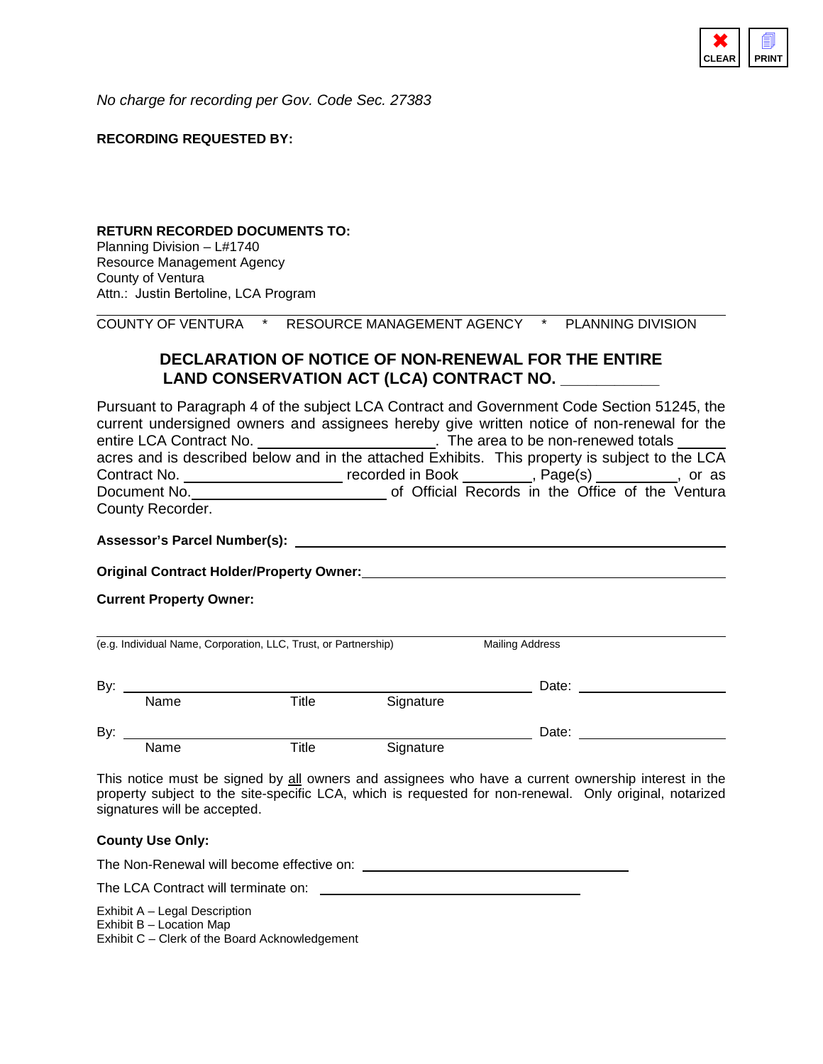*No charge for recording per Gov. Code Sec. 27383*

**RECORDING REQUESTED BY:**

**RETURN RECORDED DOCUMENTS TO:**
Planning Division – L#1740
Resource Management Agency
County of Ventura
Attn.: Justin Bertoline, LCA Program

COUNTY OF VENTURA * RESOURCE MANAGEMENT AGENCY * PLANNING DIVISION

## DECLARATION OF NOTICE OF NON-RENEWAL FOR THE ENTIRE LAND CONSERVATION ACT (LCA) CONTRACT NO. __________

Pursuant to Paragraph 4 of the subject LCA Contract and Government Code Section 51245, the current undersigned owners and assignees hereby give written notice of non-renewal for the entire LCA Contract No. ____________________. The area to be non-renewed totals ______ acres and is described below and in the attached Exhibits. This property is subject to the LCA Contract No. ____________________ recorded in Book ________, Page(s) __________, or as Document No.______________________ of Official Records in the Office of the Ventura County Recorder.

**Assessor's Parcel Number(s):** ____________________________________________

**Original Contract Holder/Property Owner:**_________________________________

**Current Property Owner:**

_____________________________________________________________________
(e.g. Individual Name, Corporation, LLC, Trust, or Partnership) Mailing Address

By: ___________________________________________ Date: ________________
Name Title Signature

By: ___________________________________________ Date: ________________
Name Title Signature

This notice must be signed by all owners and assignees who have a current ownership interest in the property subject to the site-specific LCA, which is requested for non-renewal. Only original, notarized signatures will be accepted.

**County Use Only:**

The Non-Renewal will become effective on: ______________________________

The LCA Contract will terminate on: ______________________________

Exhibit A – Legal Description
Exhibit B – Location Map
Exhibit C – Clerk of the Board Acknowledgement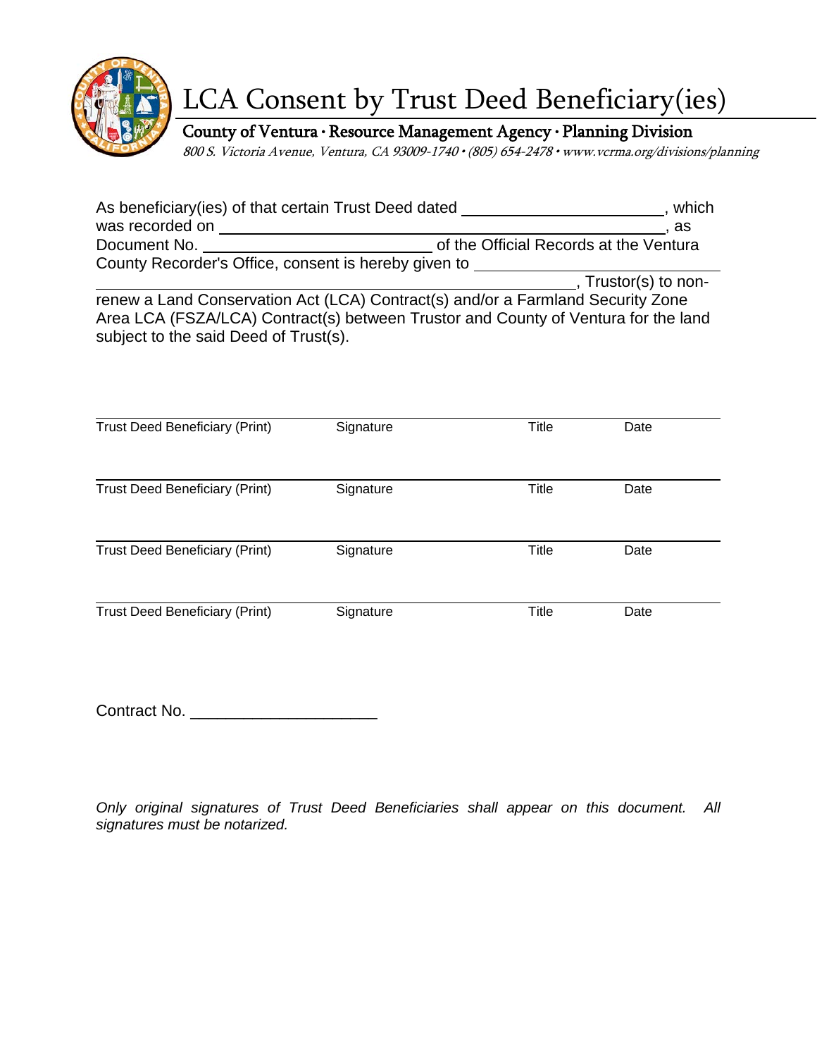# LCA Consent by Trust Deed Beneficiary(ies)

**County of Ventura · Resource Management Agency · Planning Division**

*800 S. Victoria Avenue, Ventura, CA 93009-1740 • (805) 654-2478 • www.vcrma.org/divisions/planning*

As beneficiary(ies) of that certain Trust Deed dated \_\_\_\_\_\_\_\_\_\_\_\_\_\_\_\_\_\_\_\_\_\_\_\_, which was recorded on \_\_\_\_\_\_\_\_\_\_\_\_\_\_\_\_\_\_\_\_\_\_\_\_\_\_\_\_\_\_\_\_\_\_\_\_\_\_\_\_\_\_\_\_\_\_\_\_\_\_\_\_, as Document No. \_\_\_\_\_\_\_\_\_\_\_\_\_\_\_\_\_\_\_\_\_\_\_\_\_\_\_ of the Official Records at the Ventura County Recorder's Office, consent is hereby given to \_\_\_\_\_\_\_\_\_\_\_\_\_\_\_\_\_\_\_\_\_\_\_\_\_\_\_\_\_\_\_\_\_\_\_\_\_\_\_\_\_\_\_\_\_\_\_\_\_\_\_\_\_\_\_\_\_\_\_\_\_\_\_\_\_\_\_\_\_\_\_\_\_\_\_\_\_\_\_\_\_\_, Trustor(s) to non-renew a Land Conservation Act (LCA) Contract(s) and/or a Farmland Security Zone Area LCA (FSZA/LCA) Contract(s) between Trustor and County of Ventura for the land subject to the said Deed of Trust(s).

| Trust Deed Beneficiary (Print) | Signature | Title | Date |
|---|---|---|---|
| | | | |
| Trust Deed Beneficiary (Print) | Signature | Title | Date |
| | | | |
| Trust Deed Beneficiary (Print) | Signature | Title | Date |
| | | | |
| Trust Deed Beneficiary (Print) | Signature | Title | Date |

Contract No. \_\_\_\_\_\_\_\_\_\_\_\_\_\_\_\_\_\_\_\_\_

*Only original signatures of Trust Deed Beneficiaries shall appear on this document. All signatures must be notarized.*